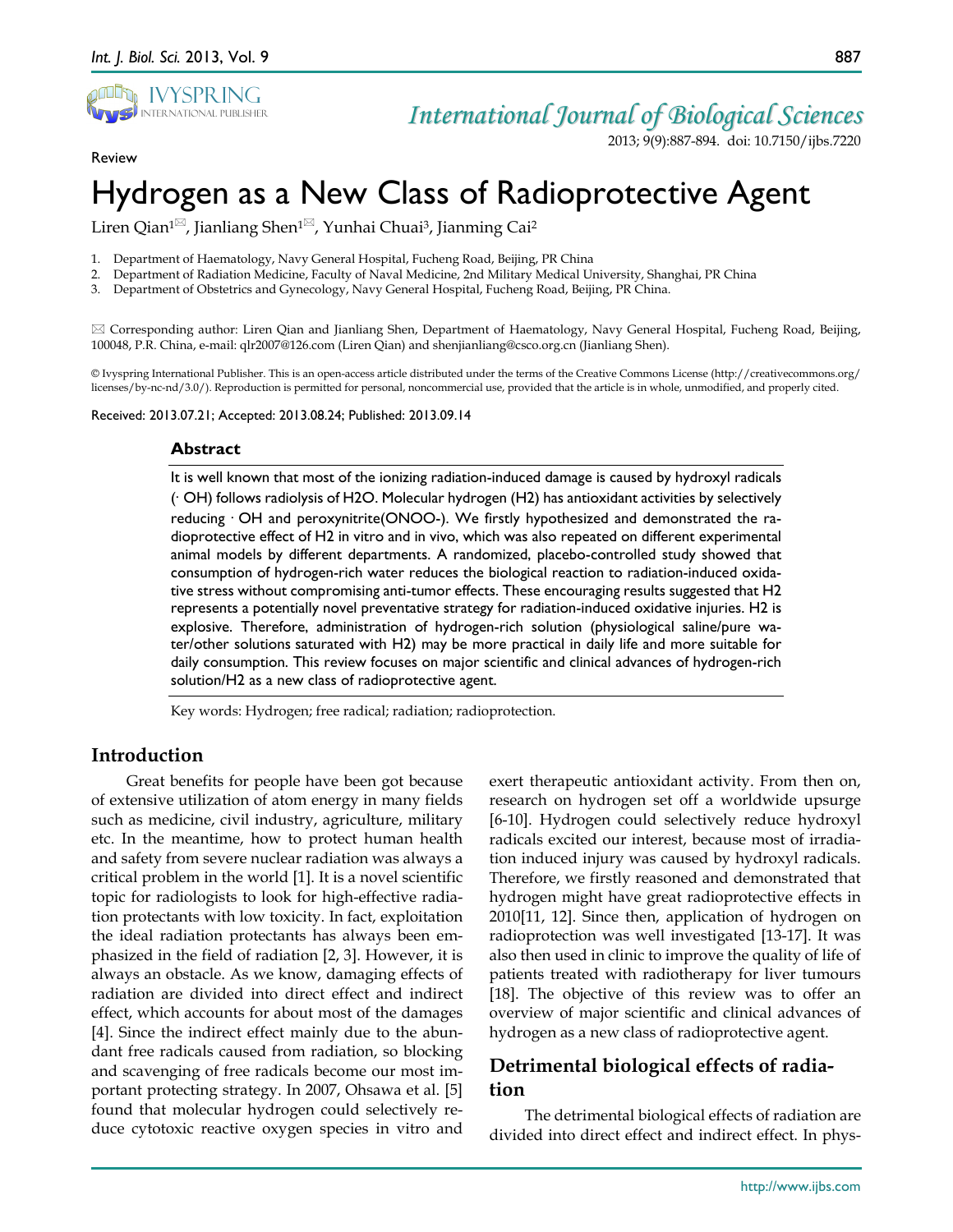Review

# Hydrogen as a New Class of Radioprotective Agent

Liren Qian[1]✉, Jianliang Shen[1]✉, Yunhai Chuai[3], Jianming Cai[2]

1. Department of Haematology, Navy General Hospital, Fucheng Road, Beijing, PR China
2. Department of Radiation Medicine, Faculty of Naval Medicine, 2nd Military Medical University, Shanghai, PR China
3. Department of Obstetrics and Gynecology, Navy General Hospital, Fucheng Road, Beijing, PR China.

✉ Corresponding author: Liren Qian and Jianliang Shen, Department of Haematology, Navy General Hospital, Fucheng Road, Beijing, 100048, P.R. China, e-mail: qlr2007@126.com (Liren Qian) and shenjianliang@csco.org.cn (Jianliang Shen).

© Ivyspring International Publisher. This is an open-access article distributed under the terms of the Creative Commons License (http://creativecommons.org/licenses/by-nc-nd/3.0/). Reproduction is permitted for personal, noncommercial use, provided that the article is in whole, unmodified, and properly cited.

Received: 2013.07.21; Accepted: 2013.08.24; Published: 2013.09.14

## Abstract

It is well known that most of the ionizing radiation-induced damage is caused by hydroxyl radicals (· OH) follows radiolysis of $H_2O$. Molecular hydrogen ($H_2$) has antioxidant activities by selectively reducing · OH and peroxynitrite($ONOO^-$). We firstly hypothesized and demonstrated the radioprotective effect of $H_2$ in vitro and in vivo, which was also repeated on different experimental animal models by different departments. A randomized, placebo-controlled study showed that consumption of hydrogen-rich water reduces the biological reaction to radiation-induced oxidative stress without compromising anti-tumor effects. These encouraging results suggested that $H_2$ represents a potentially novel preventative strategy for radiation-induced oxidative injuries. $H_2$ is explosive. Therefore, administration of hydrogen-rich solution (physiological saline/pure water/other solutions saturated with $H_2$) may be more practical in daily life and more suitable for daily consumption. This review focuses on major scientific and clinical advances of hydrogen-rich solution/$H_2$ as a new class of radioprotective agent.

Key words: Hydrogen; free radical; radiation; radioprotection.

## Introduction

Great benefits for people have been got because of extensive utilization of atom energy in many fields such as medicine, civil industry, agriculture, military etc. In the meantime, how to protect human health and safety from severe nuclear radiation was always a critical problem in the world [1]. It is a novel scientific topic for radiologists to look for high-effective radiation protectants with low toxicity. In fact, exploitation the ideal radiation protectants has always been emphasized in the field of radiation [2, 3]. However, it is always an obstacle. As we know, damaging effects of radiation are divided into direct effect and indirect effect, which accounts for about most of the damages [4]. Since the indirect effect mainly due to the abundant free radicals caused from radiation, so blocking and scavenging of free radicals become our most important protecting strategy. In 2007, Ohsawa et al. [5] found that molecular hydrogen could selectively reduce cytotoxic reactive oxygen species in vitro and exert therapeutic antioxidant activity. From then on, research on hydrogen set off a worldwide upsurge [6-10]. Hydrogen could selectively reduce hydroxyl radicals excited our interest, because most of irradiation induced injury was caused by hydroxyl radicals. Therefore, we firstly reasoned and demonstrated that hydrogen might have great radioprotective effects in 2010[11, 12]. Since then, application of hydrogen on radioprotection was well investigated [13-17]. It was also then used in clinic to improve the quality of life of patients treated with radiotherapy for liver tumours [18]. The objective of this review was to offer an overview of major scientific and clinical advances of hydrogen as a new class of radioprotective agent.

## Detrimental biological effects of radiation

The detrimental biological effects of radiation are divided into direct effect and indirect effect. In phys-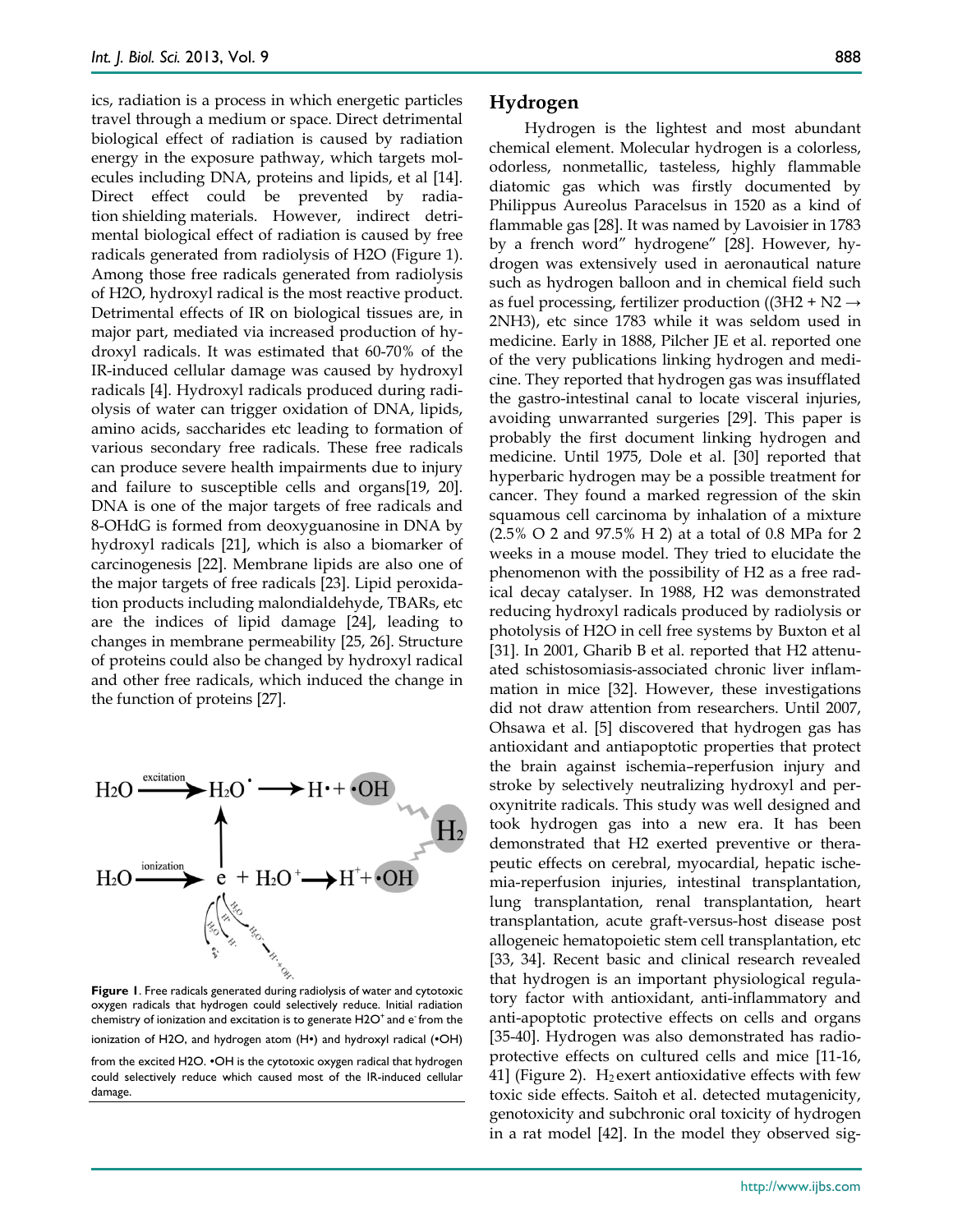ics, radiation is a process in which energetic particles travel through a medium or space. Direct detrimental biological effect of radiation is caused by radiation energy in the exposure pathway, which targets molecules including DNA, proteins and lipids, et al [14]. Direct effect could be prevented by radiation shielding materials. However, indirect detrimental biological effect of radiation is caused by free radicals generated from radiolysis of H2O (Figure 1). Among those free radicals generated from radiolysis of H2O, hydroxyl radical is the most reactive product. Detrimental effects of IR on biological tissues are, in major part, mediated via increased production of hydroxyl radicals. It was estimated that 60-70% of the IR-induced cellular damage was caused by hydroxyl radicals [4]. Hydroxyl radicals produced during radiolysis of water can trigger oxidation of DNA, lipids, amino acids, saccharides etc leading to formation of various secondary free radicals. These free radicals can produce severe health impairments due to injury and failure to susceptible cells and organs[19, 20]. DNA is one of the major targets of free radicals and 8-OHdG is formed from deoxyguanosine in DNA by hydroxyl radicals [21], which is also a biomarker of carcinogenesis [22]. Membrane lipids are also one of the major targets of free radicals [23]. Lipid peroxidation products including malondialdehyde, TBARs, etc are the indices of lipid damage [24], leading to changes in membrane permeability [25, 26]. Structure of proteins could also be changed by hydroxyl radical and other free radicals, which induced the change in the function of proteins [27].

**Figure 1**. Free radicals generated during radiolysis of water and cytotoxic oxygen radicals that hydrogen could selectively reduce. Initial radiation chemistry of ionization and excitation is to generate $H2O^+$ and $e^-$ from the ionization of H2O, and hydrogen atom (H•) and hydroxyl radical (•OH) from the excited H2O. •OH is the cytotoxic oxygen radical that hydrogen could selectively reduce which caused most of the IR-induced cellular damage.

## Hydrogen

Hydrogen is the lightest and most abundant chemical element. Molecular hydrogen is a colorless, odorless, nonmetallic, tasteless, highly flammable diatomic gas which was firstly documented by Philippus Aureolus Paracelsus in 1520 as a kind of flammable gas [28]. It was named by Lavoisier in 1783 by a french word" hydrogene" [28]. However, hydrogen was extensively used in aeronautical nature such as hydrogen balloon and in chemical field such as fuel processing, fertilizer production (($3H_2 + N_2 \rightarrow 2NH_3$), etc since 1783 while it was seldom used in medicine. Early in 1888, Pilcher JE et al. reported one of the very publications linking hydrogen and medicine. They reported that hydrogen gas was insufflated the gastro-intestinal canal to locate visceral injuries, avoiding unwarranted surgeries [29]. This paper is probably the first document linking hydrogen and medicine. Until 1975, Dole et al. [30] reported that hyperbaric hydrogen may be a possible treatment for cancer. They found a marked regression of the skin squamous cell carcinoma by inhalation of a mixture (2.5% O 2 and 97.5% H 2) at a total of 0.8 MPa for 2 weeks in a mouse model. They tried to elucidate the phenomenon with the possibility of H2 as a free radical decay catalyser. In 1988, H2 was demonstrated reducing hydroxyl radicals produced by radiolysis or photolysis of H2O in cell free systems by Buxton et al [31]. In 2001, Gharib B et al. reported that H2 attenuated schistosomiasis-associated chronic liver inflammation in mice [32]. However, these investigations did not draw attention from researchers. Until 2007, Ohsawa et al. [5] discovered that hydrogen gas has antioxidant and antiapoptotic properties that protect the brain against ischemia–reperfusion injury and stroke by selectively neutralizing hydroxyl and peroxynitrite radicals. This study was well designed and took hydrogen gas into a new era. It has been demonstrated that H2 exerted preventive or therapeutic effects on cerebral, myocardial, hepatic ischemia-reperfusion injuries, intestinal transplantation, lung transplantation, renal transplantation, heart transplantation, acute graft-versus-host disease post allogeneic hematopoietic stem cell transplantation, etc [33, 34]. Recent basic and clinical research revealed that hydrogen is an important physiological regulatory factor with antioxidant, anti-inflammatory and anti-apoptotic protective effects on cells and organs [35-40]. Hydrogen was also demonstrated has radioprotective effects on cultured cells and mice [11-16, 41] (Figure 2). $H_2$ exert antioxidative effects with few toxic side effects. Saitoh et al. detected mutagenicity, genotoxicity and subchronic oral toxicity of hydrogen in a rat model [42]. In the model they observed sig-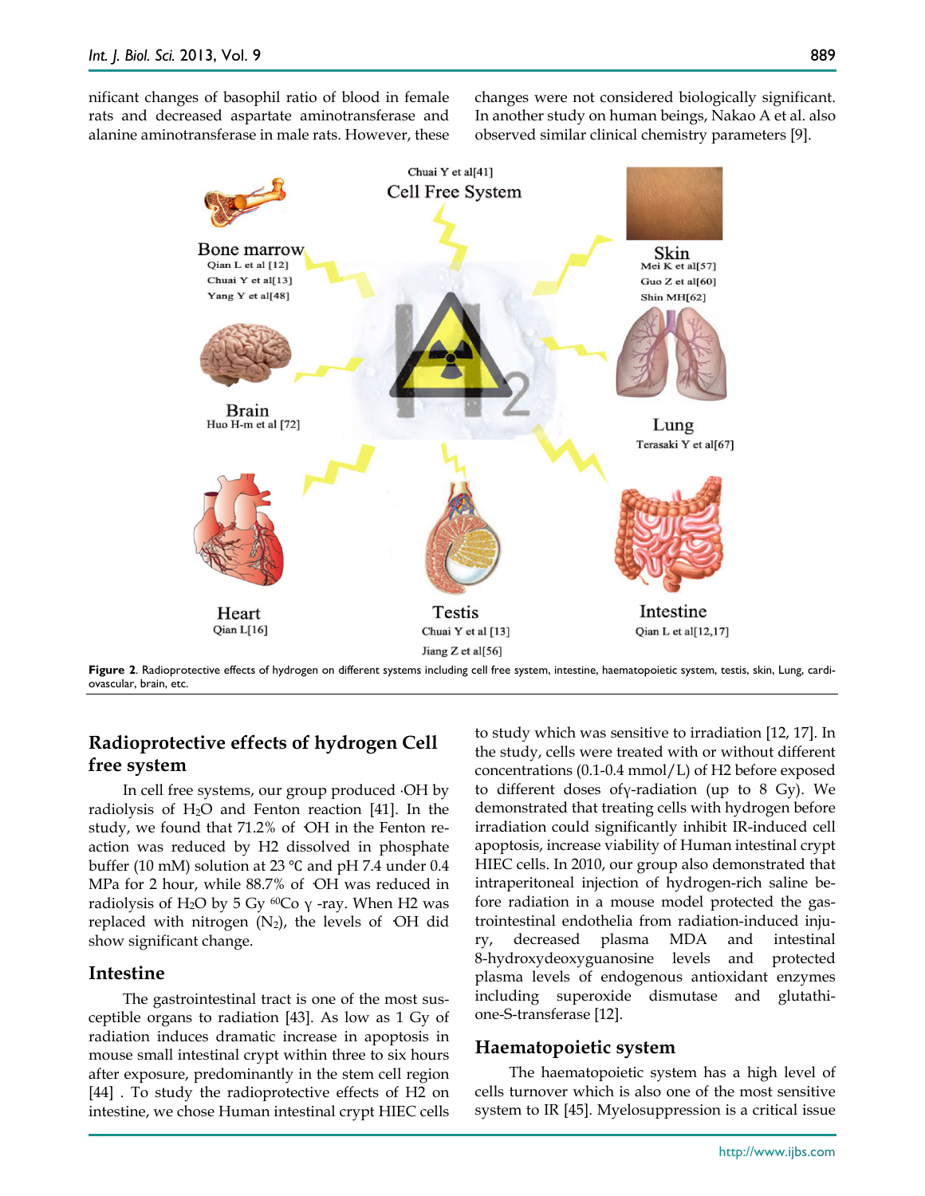nificant changes of basophil ratio of blood in female rats and decreased aspartate aminotransferase and alanine aminotransferase in male rats. However, these changes were not considered biologically significant. In another study on human beings, Nakao A et al. also observed similar clinical chemistry parameters [9].

**Figure 2**. Radioprotective effects of hydrogen on different systems including cell free system, intestine, haematopoietic system, testis, skin, Lung, cardiovascular, brain, etc.

## Radioprotective effects of hydrogen Cell free system

In cell free systems, our group produced ·OH by radiolysis of $H_2O$ and Fenton reaction [41]. In the study, we found that 71.2% of ·OH in the Fenton reaction was reduced by H2 dissolved in phosphate buffer (10 mM) solution at 23 ℃ and pH 7.4 under 0.4 MPa for 2 hour, while 88.7% of ·OH was reduced in radiolysis of $H_2O$ by 5 Gy $^{60}Co$ γ -ray. When H2 was replaced with nitrogen ($N_2$), the levels of ·OH did show significant change.

### Intestine

The gastrointestinal tract is one of the most susceptible organs to radiation [43]. As low as 1 Gy of radiation induces dramatic increase in apoptosis in mouse small intestinal crypt within three to six hours after exposure, predominantly in the stem cell region [44] . To study the radioprotective effects of H2 on intestine, we chose Human intestinal crypt HIEC cells to study which was sensitive to irradiation [12, 17]. In the study, cells were treated with or without different concentrations (0.1-0.4 mmol/L) of H2 before exposed to different doses ofγ-radiation (up to 8 Gy). We demonstrated that treating cells with hydrogen before irradiation could significantly inhibit IR-induced cell apoptosis, increase viability of Human intestinal crypt HIEC cells. In 2010, our group also demonstrated that intraperitoneal injection of hydrogen-rich saline before radiation in a mouse model protected the gastrointestinal endothelia from radiation-induced injury, decreased plasma MDA and intestinal 8-hydroxydeoxyguanosine levels and protected plasma levels of endogenous antioxidant enzymes including superoxide dismutase and glutathione-S-transferase [12].

### Haematopoietic system

The haematopoietic system has a high level of cells turnover which is also one of the most sensitive system to IR [45]. Myelosuppression is a critical issue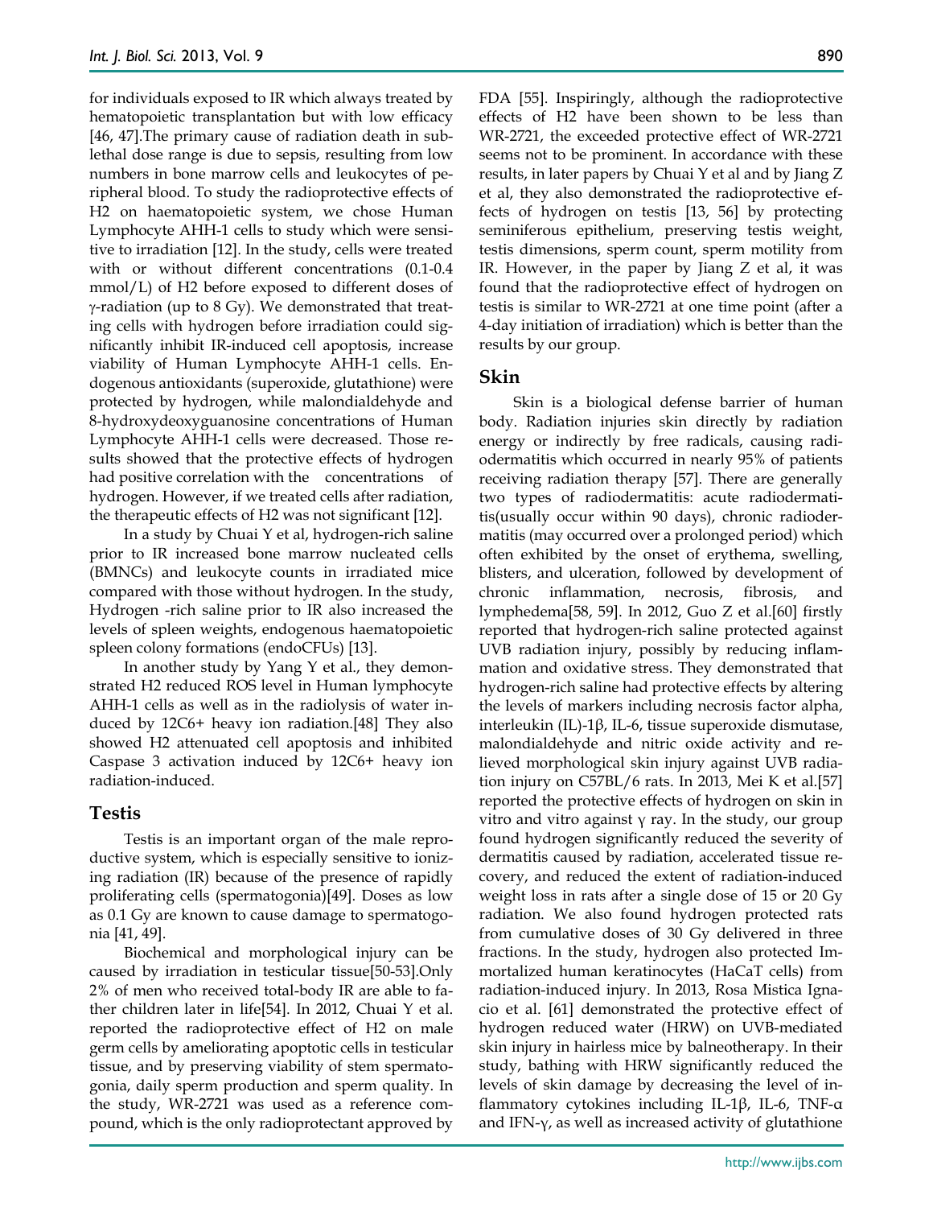for individuals exposed to IR which always treated by hematopoietic transplantation but with low efficacy [46, 47].The primary cause of radiation death in sublethal dose range is due to sepsis, resulting from low numbers in bone marrow cells and leukocytes of peripheral blood. To study the radioprotective effects of H2 on haematopoietic system, we chose Human Lymphocyte AHH-1 cells to study which were sensitive to irradiation [12]. In the study, cells were treated with or without different concentrations (0.1-0.4 mmol/L) of H2 before exposed to different doses of γ-radiation (up to 8 Gy). We demonstrated that treating cells with hydrogen before irradiation could significantly inhibit IR-induced cell apoptosis, increase viability of Human Lymphocyte AHH-1 cells. Endogenous antioxidants (superoxide, glutathione) were protected by hydrogen, while malondialdehyde and 8-hydroxydeoxyguanosine concentrations of Human Lymphocyte AHH-1 cells were decreased. Those results showed that the protective effects of hydrogen had positive correlation with the concentrations of hydrogen. However, if we treated cells after radiation, the therapeutic effects of H2 was not significant [12].

In a study by Chuai Y et al, hydrogen-rich saline prior to IR increased bone marrow nucleated cells (BMNCs) and leukocyte counts in irradiated mice compared with those without hydrogen. In the study, Hydrogen -rich saline prior to IR also increased the levels of spleen weights, endogenous haematopoietic spleen colony formations (endoCFUs) [13].

In another study by Yang Y et al., they demonstrated H2 reduced ROS level in Human lymphocyte AHH-1 cells as well as in the radiolysis of water induced by 12C6+ heavy ion radiation.[48] They also showed H2 attenuated cell apoptosis and inhibited Caspase 3 activation induced by 12C6+ heavy ion radiation-induced.

## Testis

Testis is an important organ of the male reproductive system, which is especially sensitive to ionizing radiation (IR) because of the presence of rapidly proliferating cells (spermatogonia)[49]. Doses as low as 0.1 Gy are known to cause damage to spermatogonia [41, 49].

Biochemical and morphological injury can be caused by irradiation in testicular tissue[50-53].Only 2% of men who received total-body IR are able to father children later in life[54]. In 2012, Chuai Y et al. reported the radioprotective effect of H2 on male germ cells by ameliorating apoptotic cells in testicular tissue, and by preserving viability of stem spermatogonia, daily sperm production and sperm quality. In the study, WR-2721 was used as a reference compound, which is the only radioprotectant approved by FDA [55]. Inspiringly, although the radioprotective effects of H2 have been shown to be less than WR-2721, the exceeded protective effect of WR-2721 seems not to be prominent. In accordance with these results, in later papers by Chuai Y et al and by Jiang Z et al, they also demonstrated the radioprotective effects of hydrogen on testis [13, 56] by protecting seminiferous epithelium, preserving testis weight, testis dimensions, sperm count, sperm motility from IR. However, in the paper by Jiang Z et al, it was found that the radioprotective effect of hydrogen on testis is similar to WR-2721 at one time point (after a 4-day initiation of irradiation) which is better than the results by our group.

## Skin

Skin is a biological defense barrier of human body. Radiation injuries skin directly by radiation energy or indirectly by free radicals, causing radiodermatitis which occurred in nearly 95% of patients receiving radiation therapy [57]. There are generally two types of radiodermatitis: acute radiodermatitis(usually occur within 90 days), chronic radiodermatitis (may occurred over a prolonged period) which often exhibited by the onset of erythema, swelling, blisters, and ulceration, followed by development of chronic inflammation, necrosis, fibrosis, and lymphedema[58, 59]. In 2012, Guo Z et al.[60] firstly reported that hydrogen-rich saline protected against UVB radiation injury, possibly by reducing inflammation and oxidative stress. They demonstrated that hydrogen-rich saline had protective effects by altering the levels of markers including necrosis factor alpha, interleukin (IL)-1β, IL-6, tissue superoxide dismutase, malondialdehyde and nitric oxide activity and relieved morphological skin injury against UVB radiation injury on C57BL/6 rats. In 2013, Mei K et al.[57] reported the protective effects of hydrogen on skin in vitro and vitro against γ ray. In the study, our group found hydrogen significantly reduced the severity of dermatitis caused by radiation, accelerated tissue recovery, and reduced the extent of radiation-induced weight loss in rats after a single dose of 15 or 20 Gy radiation. We also found hydrogen protected rats from cumulative doses of 30 Gy delivered in three fractions. In the study, hydrogen also protected Immortalized human keratinocytes (HaCaT cells) from radiation-induced injury. In 2013, Rosa Mistica Ignacio et al. [61] demonstrated the protective effect of hydrogen reduced water (HRW) on UVB-mediated skin injury in hairless mice by balneotherapy. In their study, bathing with HRW significantly reduced the levels of skin damage by decreasing the level of inflammatory cytokines including IL-1β, IL-6, TNF-α and IFN-γ, as well as increased activity of glutathione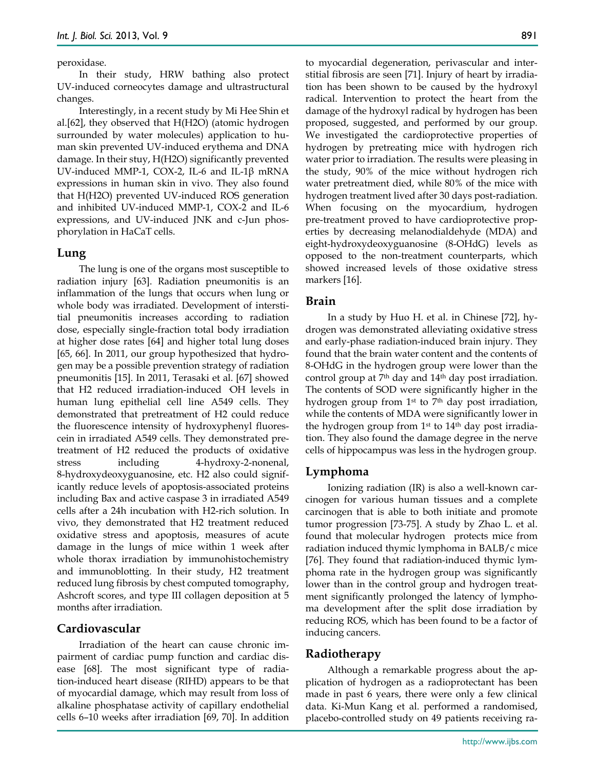peroxidase.

In their study, HRW bathing also protect UV-induced corneocytes damage and ultrastructural changes.

Interestingly, in a recent study by Mi Hee Shin et al.[62], they observed that H(H2O) (atomic hydrogen surrounded by water molecules) application to human skin prevented UV-induced erythema and DNA damage. In their stuy, H(H2O) significantly prevented UV-induced MMP-1, COX-2, IL-6 and IL-1β mRNA expressions in human skin in vivo. They also found that H(H2O) prevented UV-induced ROS generation and inhibited UV-induced MMP-1, COX-2 and IL-6 expressions, and UV-induced JNK and c-Jun phosphorylation in HaCaT cells.

## Lung

The lung is one of the organs most susceptible to radiation injury [63]. Radiation pneumonitis is an inflammation of the lungs that occurs when lung or whole body was irradiated. Development of interstitial pneumonitis increases according to radiation dose, especially single-fraction total body irradiation at higher dose rates [64] and higher total lung doses [65, 66]. In 2011, our group hypothesized that hydrogen may be a possible prevention strategy of radiation pneumonitis [15]. In 2011, Terasaki et al. [67] showed that H2 reduced irradiation-induced ·OH levels in human lung epithelial cell line A549 cells. They demonstrated that pretreatment of H2 could reduce the fluorescence intensity of hydroxyphenyl fluorescein in irradiated A549 cells. They demonstrated pretreatment of H2 reduced the products of oxidative stress including 4-hydroxy-2-nonenal, 8-hydroxydeoxyguanosine, etc. H2 also could significantly reduce levels of apoptosis-associated proteins including Bax and active caspase 3 in irradiated A549 cells after a 24h incubation with H2-rich solution. In vivo, they demonstrated that H2 treatment reduced oxidative stress and apoptosis, measures of acute damage in the lungs of mice within 1 week after whole thorax irradiation by immunohistochemistry and immunoblotting. In their study, H2 treatment reduced lung fibrosis by chest computed tomography, Ashcroft scores, and type III collagen deposition at 5 months after irradiation.

## Cardiovascular

Irradiation of the heart can cause chronic impairment of cardiac pump function and cardiac disease [68]. The most significant type of radiation-induced heart disease (RIHD) appears to be that of myocardial damage, which may result from loss of alkaline phosphatase activity of capillary endothelial cells 6–10 weeks after irradiation [69, 70]. In addition to myocardial degeneration, perivascular and interstitial fibrosis are seen [71]. Injury of heart by irradiation has been shown to be caused by the hydroxyl radical. Intervention to protect the heart from the damage of the hydroxyl radical by hydrogen has been proposed, suggested, and performed by our group. We investigated the cardioprotective properties of hydrogen by pretreating mice with hydrogen rich water prior to irradiation. The results were pleasing in the study, 90% of the mice without hydrogen rich water pretreatment died, while 80% of the mice with hydrogen treatment lived after 30 days post-radiation. When focusing on the myocardium, hydrogen pre-treatment proved to have cardioprotective properties by decreasing melanodialdehyde (MDA) and eight-hydroxydeoxyguanosine (8-OHdG) levels as opposed to the non-treatment counterparts, which showed increased levels of those oxidative stress markers [16].

## Brain

In a study by Huo H. et al. in Chinese [72], hydrogen was demonstrated alleviating oxidative stress and early-phase radiation-induced brain injury. They found that the brain water content and the contents of 8-OHdG in the hydrogen group were lower than the control group at 7th day and 14th day post irradiation. The contents of SOD were significantly higher in the hydrogen group from 1st to 7th day post irradiation, while the contents of MDA were significantly lower in the hydrogen group from 1st to 14th day post irradiation. They also found the damage degree in the nerve cells of hippocampus was less in the hydrogen group.

## Lymphoma

Ionizing radiation (IR) is also a well-known carcinogen for various human tissues and a complete carcinogen that is able to both initiate and promote tumor progression [73-75]. A study by Zhao L. et al. found that molecular hydrogen protects mice from radiation induced thymic lymphoma in BALB/c mice [76]. They found that radiation-induced thymic lymphoma rate in the hydrogen group was significantly lower than in the control group and hydrogen treatment significantly prolonged the latency of lymphoma development after the split dose irradiation by reducing ROS, which has been found to be a factor of inducing cancers.

## Radiotherapy

Although a remarkable progress about the application of hydrogen as a radioprotectant has been made in past 6 years, there were only a few clinical data. Ki-Mun Kang et al. performed a randomised, placebo-controlled study on 49 patients receiving ra-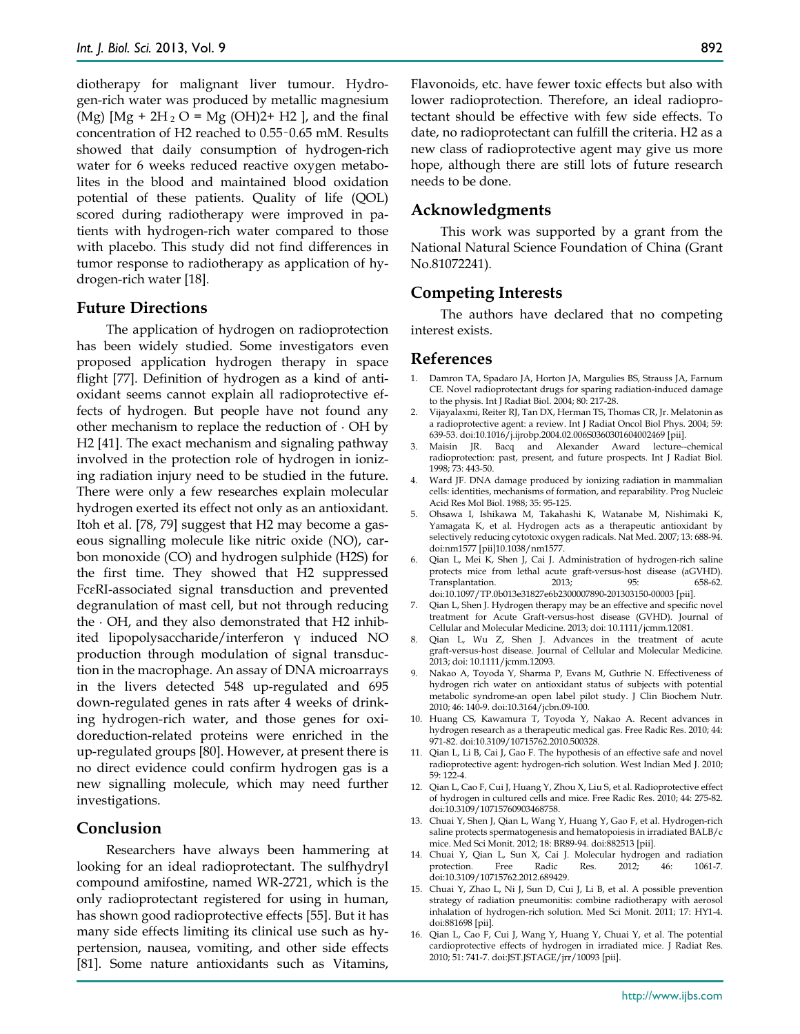diotherapy for malignant liver tumour. Hydrogen-rich water was produced by metallic magnesium (Mg) [$Mg + 2H_2O = Mg(OH)_2 + H_2$], and the final concentration of $H_2$ reached to 0.55–0.65 mM. Results showed that daily consumption of hydrogen-rich water for 6 weeks reduced reactive oxygen metabolites in the blood and maintained blood oxidation potential of these patients. Quality of life (QOL) scored during radiotherapy were improved in patients with hydrogen-rich water compared to those with placebo. This study did not find differences in tumor response to radiotherapy as application of hydrogen-rich water [18].

## Future Directions

The application of hydrogen on radioprotection has been widely studied. Some investigators even proposed application hydrogen therapy in space flight [77]. Definition of hydrogen as a kind of antioxidant seems cannot explain all radioprotective effects of hydrogen. But people have not found any other mechanism to replace the reduction of $\cdot OH$ by $H_2$ [41]. The exact mechanism and signaling pathway involved in the protection role of hydrogen in ionizing radiation injury need to be studied in the future. There were only a few researches explain molecular hydrogen exerted its effect not only as an antioxidant. Itoh et al. [78, 79] suggest that $H_2$ may become a gaseous signalling molecule like nitric oxide (NO), carbon monoxide (CO) and hydrogen sulphide ($H_2S$) for the first time. They showed that $H_2$ suppressed FcεRI-associated signal transduction and prevented degranulation of mast cell, but not through reducing the $\cdot OH$, and they also demonstrated that $H_2$ inhibited lipopolysaccharide/interferon γ induced NO production through modulation of signal transduction in the macrophage. An assay of DNA microarrays in the livers detected 548 up-regulated and 695 down-regulated genes in rats after 4 weeks of drinking hydrogen-rich water, and those genes for oxidoreduction-related proteins were enriched in the up-regulated groups [80]. However, at present there is no direct evidence could confirm hydrogen gas is a new signalling molecule, which may need further investigations.

## Conclusion

Researchers have always been hammering at looking for an ideal radioprotectant. The sulfhydryl compound amifostine, named WR-2721, which is the only radioprotectant registered for using in human, has shown good radioprotective effects [55]. But it has many side effects limiting its clinical use such as hypertension, nausea, vomiting, and other side effects [81]. Some nature antioxidants such as Vitamins, Flavonoids, etc. have fewer toxic effects but also with lower radioprotection. Therefore, an ideal radioprotectant should be effective with few side effects. To date, no radioprotectant can fulfill the criteria. $H_2$ as a new class of radioprotective agent may give us more hope, although there are still lots of future research needs to be done.

## Acknowledgments

This work was supported by a grant from the National Natural Science Foundation of China (Grant No.81072241).

## Competing Interests

The authors have declared that no competing interest exists.

## References

1. Damron TA, Spadaro JA, Horton JA, Margulies BS, Strauss JA, Farnum CE. Novel radioprotectant drugs for sparing radiation-induced damage to the physis. Int J Radiat Biol. 2004; 80: 217-28.
2. Vijayalaxmi, Reiter RJ, Tan DX, Herman TS, Thomas CR, Jr. Melatonin as a radioprotective agent: a review. Int J Radiat Oncol Biol Phys. 2004; 59: 639-53. doi:10.1016/j.ijrobp.2004.02.006S0360301604002469 [pii].
3. Maisin JR. Bacq and Alexander Award lecture--chemical radioprotection: past, present, and future prospects. Int J Radiat Biol. 1998; 73: 443-50.
4. Ward JF. DNA damage produced by ionizing radiation in mammalian cells: identities, mechanisms of formation, and reparability. Prog Nucleic Acid Res Mol Biol. 1988; 35: 95-125.
5. Ohsawa I, Ishikawa M, Takahashi K, Watanabe M, Nishimaki K, Yamagata K, et al. Hydrogen acts as a therapeutic antioxidant by selectively reducing cytotoxic oxygen radicals. Nat Med. 2007; 13: 688-94. doi:nm1577 [pii]10.1038/nm1577.
6. Qian L, Mei K, Shen J, Cai J. Administration of hydrogen-rich saline protects mice from lethal acute graft-versus-host disease (aGVHD). Transplantation. 2013; 95: 658-62. doi:10.1097/TP.0b013e31827e6b2300007890-201303150-00003 [pii].
7. Qian L, Shen J. Hydrogen therapy may be an effective and specific novel treatment for Acute Graft-versus-host disease (GVHD). Journal of Cellular and Molecular Medicine. 2013; doi: 10.1111/jcmm.12081.
8. Qian L, Wu Z, Shen J. Advances in the treatment of acute graft-versus-host disease. Journal of Cellular and Molecular Medicine. 2013; doi: 10.1111/jcmm.12093.
9. Nakao A, Toyoda Y, Sharma P, Evans M, Guthrie N. Effectiveness of hydrogen rich water on antioxidant status of subjects with potential metabolic syndrome-an open label pilot study. J Clin Biochem Nutr. 2010; 46: 140-9. doi:10.3164/jcbn.09-100.
10. Huang CS, Kawamura T, Toyoda Y, Nakao A. Recent advances in hydrogen research as a therapeutic medical gas. Free Radic Res. 2010; 44: 971-82. doi:10.3109/10715762.2010.500328.
11. Qian L, Li B, Cai J, Gao F. The hypothesis of an effective safe and novel radioprotective agent: hydrogen-rich solution. West Indian Med J. 2010; 59: 122-4.
12. Qian L, Cao F, Cui J, Huang Y, Zhou X, Liu S, et al. Radioprotective effect of hydrogen in cultured cells and mice. Free Radic Res. 2010; 44: 275-82. doi:10.3109/10715760903468758.
13. Chuai Y, Shen J, Qian L, Wang Y, Huang Y, Gao F, et al. Hydrogen-rich saline protects spermatogenesis and hematopoiesis in irradiated BALB/c mice. Med Sci Monit. 2012; 18: BR89-94. doi:882513 [pii].
14. Chuai Y, Qian L, Sun X, Cai J. Molecular hydrogen and radiation protection. Free Radic Res. 2012; 46: 1061-7. doi:10.3109/10715762.2012.689429.
15. Chuai Y, Zhao L, Ni J, Sun D, Cui J, Li B, et al. A possible prevention strategy of radiation pneumonitis: combine radiotherapy with aerosol inhalation of hydrogen-rich solution. Med Sci Monit. 2011; 17: HY1-4. doi:881698 [pii].
16. Qian L, Cao F, Cui J, Wang Y, Huang Y, Chuai Y, et al. The potential cardioprotective effects of hydrogen in irradiated mice. J Radiat Res. 2010; 51: 741-7. doi:JST.JSTAGE/jrr/10093 [pii].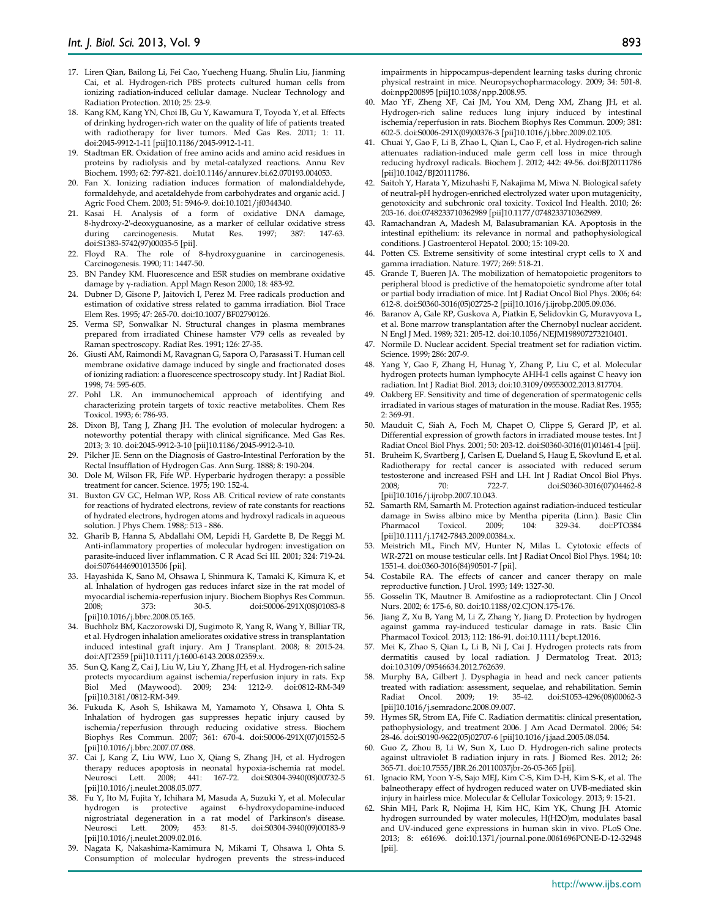17. Liren Qian, Bailong Li, Fei Cao, Yuecheng Huang, Shulin Liu, Jianming Cai, et al. Hydrogen-rich PBS protects cultured human cells from ionizing radiation-induced cellular damage. Nuclear Technology and Radiation Protection. 2010; 25: 23-9.
18. Kang KM, Kang YN, Choi IB, Gu Y, Kawamura T, Toyoda Y, et al. Effects of drinking hydrogen-rich water on the quality of life of patients treated with radiotherapy for liver tumors. Med Gas Res. 2011; 1: 11. doi:2045-9912-1-11 [pii]10.1186/2045-9912-1-11.
19. Stadtman ER. Oxidation of free amino acids and amino acid residues in proteins by radiolysis and by metal-catalyzed reactions. Annu Rev Biochem. 1993; 62: 797-821. doi:10.1146/annurev.bi.62.070193.004053.
20. Fan X. Ionizing radiation induces formation of malondialdehyde, formaldehyde, and acetaldehyde from carbohydrates and organic acid. J Agric Food Chem. 2003; 51: 5946-9. doi:10.1021/jf0344340.
21. Kasai H. Analysis of a form of oxidative DNA damage, 8-hydroxy-2'-deoxyguanosine, as a marker of cellular oxidative stress during carcinogenesis. Mutat Res. 1997; 387: 147-63. doi:S1383-5742(97)00035-5 [pii].
22. Floyd RA. The role of 8-hydroxyguanine in carcinogenesis. Carcinogenesis. 1990; 11: 1447-50.
23. BN Pandey KM. Fluorescence and ESR studies on membrane oxidative damage by γ-radiation. Appl Magn Reson 2000; 18: 483-92.
24. Dubner D, Gisone P, Jaitovich I, Perez M. Free radicals production and estimation of oxidative stress related to gamma irradiation. Biol Trace Elem Res. 1995; 47: 265-70. doi:10.1007/BF02790126.
25. Verma SP, Sonwalkar N. Structural changes in plasma membranes prepared from irradiated Chinese hamster V79 cells as revealed by Raman spectroscopy. Radiat Res. 1991; 126: 27-35.
26. Giusti AM, Raimondi M, Ravagnan G, Sapora O, Parasassi T. Human cell membrane oxidative damage induced by single and fractionated doses of ionizing radiation: a fluorescence spectroscopy study. Int J Radiat Biol. 1998; 74: 595-605.
27. Pohl LR. An immunochemical approach of identifying and characterizing protein targets of toxic reactive metabolites. Chem Res Toxicol. 1993; 6: 786-93.
28. Dixon BJ, Tang J, Zhang JH. The evolution of molecular hydrogen: a noteworthy potential therapy with clinical significance. Med Gas Res. 2013; 3: 10. doi:2045-9912-3-10 [pii]10.1186/2045-9912-3-10.
29. Pilcher JE. Senn on the Diagnosis of Gastro-Intestinal Perforation by the Rectal Insufflation of Hydrogen Gas. Ann Surg. 1888; 8: 190-204.
30. Dole M, Wilson FR, Fife WP. Hyperbaric hydrogen therapy: a possible treatment for cancer. Science. 1975; 190: 152-4.
31. Buxton GV GC, Helman WP, Ross AB. Critical review of rate constants for reactions of hydrated electrons, review of rate constants for reactions of hydrated electrons, hydrogen atoms and hydroxyl radicals in aqueous solution. J Phys Chem. 1988;: 513 - 886.
32. Gharib B, Hanna S, Abdallahi OM, Lepidi H, Gardette B, De Reggi M. Anti-inflammatory properties of molecular hydrogen: investigation on parasite-induced liver inflammation. C R Acad Sci III. 2001; 324: 719-24. doi:S0764446901013506 [pii].
33. Hayashida K, Sano M, Ohsawa I, Shinmura K, Tamaki K, Kimura K, et al. Inhalation of hydrogen gas reduces infarct size in the rat model of myocardial ischemia-reperfusion injury. Biochem Biophys Res Commun. 2008; 373: 30-5. doi:S0006-291X(08)01083-8 [pii]10.1016/j.bbrc.2008.05.165.
34. Buchholz BM, Kaczorowski DJ, Sugimoto R, Yang R, Wang Y, Billiar TR, et al. Hydrogen inhalation ameliorates oxidative stress in transplantation induced intestinal graft injury. Am J Transplant. 2008; 8: 2015-24. doi:AJT2359 [pii]10.1111/j.1600-6143.2008.02359.x.
35. Sun Q, Kang Z, Cai J, Liu W, Liu Y, Zhang JH, et al. Hydrogen-rich saline protects myocardium against ischemia/reperfusion injury in rats. Exp Biol Med (Maywood). 2009; 234: 1212-9. doi:0812-RM-349 [pii]10.3181/0812-RM-349.
36. Fukuda K, Asoh S, Ishikawa M, Yamamoto Y, Ohsawa I, Ohta S. Inhalation of hydrogen gas suppresses hepatic injury caused by ischemia/reperfusion through reducing oxidative stress. Biochem Biophys Res Commun. 2007; 361: 670-4. doi:S0006-291X(07)01552-5 [pii]10.1016/j.bbrc.2007.07.088.
37. Cai J, Kang Z, Liu WW, Luo X, Qiang S, Zhang JH, et al. Hydrogen therapy reduces apoptosis in neonatal hypoxia-ischemia rat model. Neurosci Lett. 2008; 441: 167-72. doi:S0304-3940(08)00732-5 [pii]10.1016/j.neulet.2008.05.077.
38. Fu Y, Ito M, Fujita Y, Ichihara M, Masuda A, Suzuki Y, et al. Molecular hydrogen is protective against 6-hydroxydopamine-induced nigrostriatal degeneration in a rat model of Parkinson's disease. Neurosci Lett. 2009; 453: 81-5. doi:S0304-3940(09)00183-9 [pii]10.1016/j.neulet.2009.02.016.
39. Nagata K, Nakashima-Kamimura N, Mikami T, Ohsawa I, Ohta S. Consumption of molecular hydrogen prevents the stress-induced impairments in hippocampus-dependent learning tasks during chronic physical restraint in mice. Neuropsychopharmacology. 2009; 34: 501-8. doi:npp200895 [pii]10.1038/npp.2008.95.
40. Mao YF, Zheng XF, Cai JM, You XM, Deng XM, Zhang JH, et al. Hydrogen-rich saline reduces lung injury induced by intestinal ischemia/reperfusion in rats. Biochem Biophys Res Commun. 2009; 381: 602-5. doi:S0006-291X(09)00376-3 [pii]10.1016/j.bbrc.2009.02.105.
41. Chuai Y, Gao F, Li B, Zhao L, Qian L, Cao F, et al. Hydrogen-rich saline attenuates radiation-induced male germ cell loss in mice through reducing hydroxyl radicals. Biochem J. 2012; 442: 49-56. doi:BJ20111786 [pii]10.1042/BJ20111786.
42. Saitoh Y, Harata Y, Mizuhashi F, Nakajima M, Miwa N. Biological safety of neutral-pH hydrogen-enriched electrolyzed water upon mutagenicity, genotoxicity and subchronic oral toxicity. Toxicol Ind Health. 2010; 26: 203-16. doi:0748233710362989 [pii]10.1177/0748233710362989.
43. Ramachandran A, Madesh M, Balasubramanian KA. Apoptosis in the intestinal epithelium: its relevance in normal and pathophysiological conditions. J Gastroenterol Hepatol. 2000; 15: 109-20.
44. Potten CS. Extreme sensitivity of some intestinal crypt cells to X and gamma irradiation. Nature. 1977; 269: 518-21.
45. Grande T, Bueren JA. The mobilization of hematopoietic progenitors to peripheral blood is predictive of the hematopoietic syndrome after total or partial body irradiation of mice. Int J Radiat Oncol Biol Phys. 2006; 64: 612-8. doi:S0360-3016(05)02725-2 [pii]10.1016/j.ijrobp.2005.09.036.
46. Baranov A, Gale RP, Guskova A, Piatkin E, Selidovkin G, Muravyova L, et al. Bone marrow transplantation after the Chernobyl nuclear accident. N Engl J Med. 1989; 321: 205-12. doi:10.1056/NEJM198907273210401.
47. Normile D. Nuclear accident. Special treatment set for radiation victim. Science. 1999; 286: 207-9.
48. Yang Y, Gao F, Zhang H, Hunag Y, Zhang P, Liu C, et al. Molecular hydrogen protects human lymphocyte AHH-1 cells against C heavy ion radiation. Int J Radiat Biol. 2013; doi:10.3109/09553002.2013.817704.
49. Oakberg EF. Sensitivity and time of degeneration of spermatogenic cells irradiated in various stages of maturation in the mouse. Radiat Res. 1955; 2: 369-91.
50. Mauduit C, Siah A, Foch M, Chapet O, Clippe S, Gerard JP, et al. Differential expression of growth factors in irradiated mouse testes. Int J Radiat Oncol Biol Phys. 2001; 50: 203-12. doi:S0360-3016(01)01461-4 [pii].
51. Bruheim K, Svartberg J, Carlsen E, Dueland S, Haug E, Skovlund E, et al. Radiotherapy for rectal cancer is associated with reduced serum testosterone and increased FSH and LH. Int J Radiat Oncol Biol Phys. 2008; 70: 722-7. doi:S0360-3016(07)04462-8 [pii]10.1016/j.ijrobp.2007.10.043.
52. Samarth RM, Samarth M. Protection against radiation-induced testicular damage in Swiss albino mice by Mentha piperita (Linn.). Basic Clin Pharmacol Toxicol. 2009; 104: 329-34. doi:PTO384 [pii]10.1111/j.1742-7843.2009.00384.x.
53. Meistrich ML, Finch MV, Hunter N, Milas L. Cytotoxic effects of WR-2721 on mouse testicular cells. Int J Radiat Oncol Biol Phys. 1984; 10: 1551-4. doi:0360-3016(84)90501-7 [pii].
54. Costabile RA. The effects of cancer and cancer therapy on male reproductive function. J Urol. 1993; 149: 1327-30.
55. Gosselin TK, Mautner B. Amifostine as a radioprotectant. Clin J Oncol Nurs. 2002; 6: 175-6, 80. doi:10.1188/02.CJON.175-176.
56. Jiang Z, Xu B, Yang M, Li Z, Zhang Y, Jiang D. Protection by hydrogen against gamma ray-induced testicular damage in rats. Basic Clin Pharmacol Toxicol. 2013; 112: 186-91. doi:10.1111/bcpt.12016.
57. Mei K, Zhao S, Qian L, Li B, Ni J, Cai J. Hydrogen protects rats from dermatitis caused by local radiation. J Dermatolog Treat. 2013; doi:10.3109/09546634.2012.762639.
58. Murphy BA, Gilbert J. Dysphagia in head and neck cancer patients treated with radiation: assessment, sequelae, and rehabilitation. Semin Radiat Oncol. 2009; 19: 35-42. doi:S1053-4296(08)00062-3 [pii]10.1016/j.semradonc.2008.09.007.
59. Hymes SR, Strom EA, Fife C. Radiation dermatitis: clinical presentation, pathophysiology, and treatment 2006. J Am Acad Dermatol. 2006; 54: 28-46. doi:S0190-9622(05)02707-6 [pii]10.1016/j.jaad.2005.08.054.
60. Guo Z, Zhou B, Li W, Sun X, Luo D. Hydrogen-rich saline protects against ultraviolet B radiation injury in rats. J Biomed Res. 2012; 26: 365-71. doi:10.7555/JBR.26.20110037jbr-26-05-365 [pii].
61. Ignacio RM, Yoon Y-S, Sajo MEJ, Kim C-S, Kim D-H, Kim S-K, et al. The balneotherapy effect of hydrogen reduced water on UVB-mediated skin injury in hairless mice. Molecular & Cellular Toxicology. 2013; 9: 15-21.
62. Shin MH, Park R, Nojima H, Kim HC, Kim YK, Chung JH. Atomic hydrogen surrounded by water molecules, H(H2O)m, modulates basal and UV-induced gene expressions in human skin in vivo. PLoS One. 2013; 8: e61696. doi:10.1371/journal.pone.0061696PONE-D-12-32948 [pii].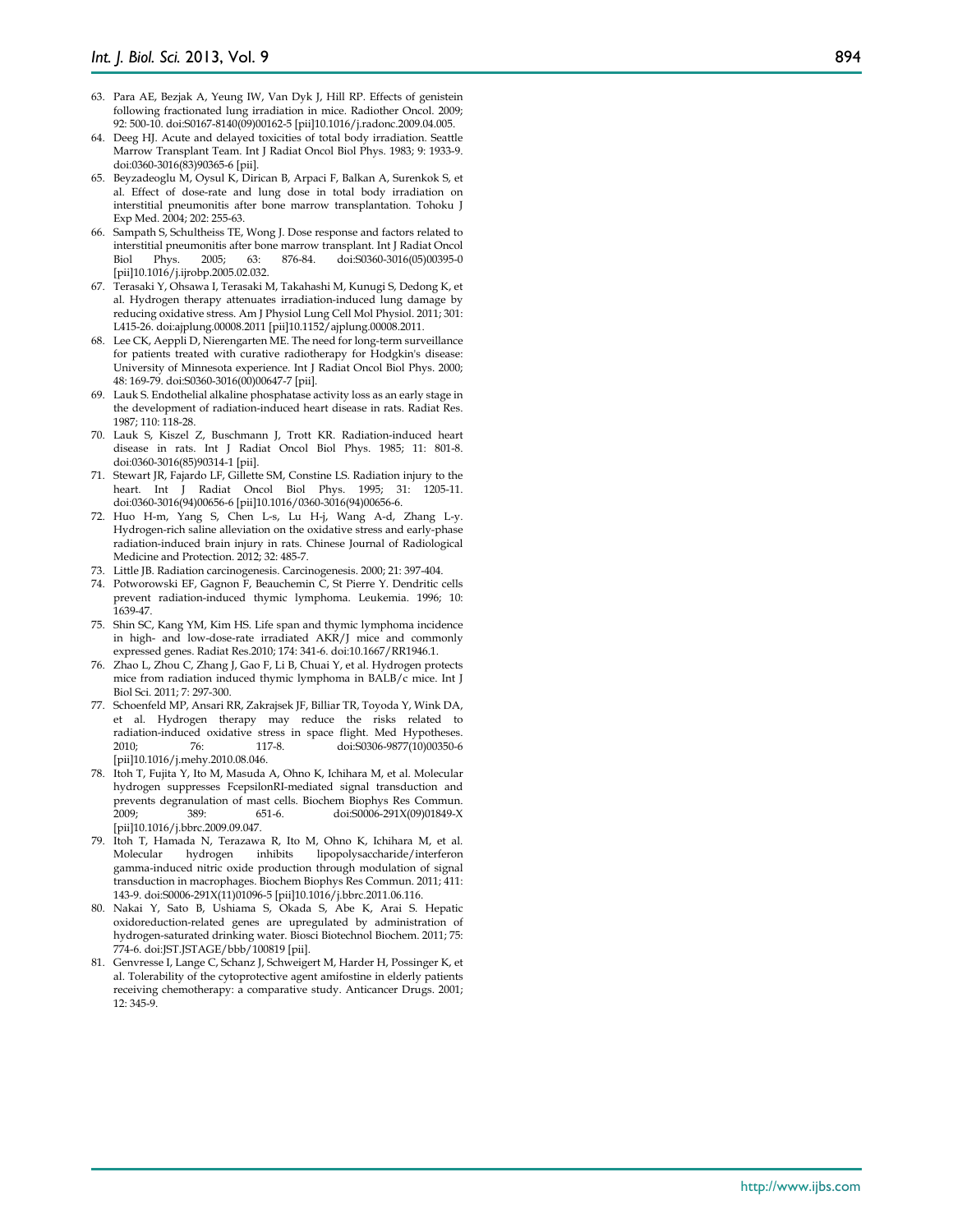63. Para AE, Bezjak A, Yeung IW, Van Dyk J, Hill RP. Effects of genistein following fractionated lung irradiation in mice. Radiother Oncol. 2009; 92: 500-10. doi:S0167-8140(09)00162-5 [pii]10.1016/j.radonc.2009.04.005.
64. Deeg HJ. Acute and delayed toxicities of total body irradiation. Seattle Marrow Transplant Team. Int J Radiat Oncol Biol Phys. 1983; 9: 1933-9. doi:0360-3016(83)90365-6 [pii].
65. Beyzadeoglu M, Oysul K, Dirican B, Arpaci F, Balkan A, Surenkok S, et al. Effect of dose-rate and lung dose in total body irradiation on interstitial pneumonitis after bone marrow transplantation. Tohoku J Exp Med. 2004; 202: 255-63.
66. Sampath S, Schultheiss TE, Wong J. Dose response and factors related to interstitial pneumonitis after bone marrow transplant. Int J Radiat Oncol Biol Phys. 2005; 63: 876-84. doi:S0360-3016(05)00395-0 [pii]10.1016/j.ijrobp.2005.02.032.
67. Terasaki Y, Ohsawa I, Terasaki M, Takahashi M, Kunugi S, Dedong K, et al. Hydrogen therapy attenuates irradiation-induced lung damage by reducing oxidative stress. Am J Physiol Lung Cell Mol Physiol. 2011; 301: L415-26. doi:ajplung.00008.2011 [pii]10.1152/ajplung.00008.2011.
68. Lee CK, Aeppli D, Nierengarten ME. The need for long-term surveillance for patients treated with curative radiotherapy for Hodgkin's disease: University of Minnesota experience. Int J Radiat Oncol Biol Phys. 2000; 48: 169-79. doi:S0360-3016(00)00647-7 [pii].
69. Lauk S. Endothelial alkaline phosphatase activity loss as an early stage in the development of radiation-induced heart disease in rats. Radiat Res. 1987; 110: 118-28.
70. Lauk S, Kiszel Z, Buschmann J, Trott KR. Radiation-induced heart disease in rats. Int J Radiat Oncol Biol Phys. 1985; 11: 801-8. doi:0360-3016(85)90314-1 [pii].
71. Stewart JR, Fajardo LF, Gillette SM, Constine LS. Radiation injury to the heart. Int J Radiat Oncol Biol Phys. 1995; 31: 1205-11. doi:0360-3016(94)00656-6 [pii]10.1016/0360-3016(94)00656-6.
72. Huo H-m, Yang S, Chen L-s, Lu H-j, Wang A-d, Zhang L-y. Hydrogen-rich saline alleviation on the oxidative stress and early-phase radiation-induced brain injury in rats. Chinese Journal of Radiological Medicine and Protection. 2012; 32: 485-7.
73. Little JB. Radiation carcinogenesis. Carcinogenesis. 2000; 21: 397-404.
74. Potworowski EF, Gagnon F, Beauchemin C, St Pierre Y. Dendritic cells prevent radiation-induced thymic lymphoma. Leukemia. 1996; 10: 1639-47.
75. Shin SC, Kang YM, Kim HS. Life span and thymic lymphoma incidence in high- and low-dose-rate irradiated AKR/J mice and commonly expressed genes. Radiat Res.2010; 174: 341-6. doi:10.1667/RR1946.1.
76. Zhao L, Zhou C, Zhang J, Gao F, Li B, Chuai Y, et al. Hydrogen protects mice from radiation induced thymic lymphoma in BALB/c mice. Int J Biol Sci. 2011; 7: 297-300.
77. Schoenfeld MP, Ansari RR, Zakrajsek JF, Billiar TR, Toyoda Y, Wink DA, et al. Hydrogen therapy may reduce the risks related to radiation-induced oxidative stress in space flight. Med Hypotheses. 2010; 76: 117-8. doi:S0306-9877(10)00350-6 [pii]10.1016/j.mehy.2010.08.046.
78. Itoh T, Fujita Y, Ito M, Masuda A, Ohno K, Ichihara M, et al. Molecular hydrogen suppresses FcepsilonRI-mediated signal transduction and prevents degranulation of mast cells. Biochem Biophys Res Commun. 2009; 389: 651-6. doi:S0006-291X(09)01849-X [pii]10.1016/j.bbrc.2009.09.047.
79. Itoh T, Hamada N, Terazawa R, Ito M, Ohno K, Ichihara M, et al. Molecular hydrogen inhibits lipopolysaccharide/interferon gamma-induced nitric oxide production through modulation of signal transduction in macrophages. Biochem Biophys Res Commun. 2011; 411: 143-9. doi:S0006-291X(11)01096-5 [pii]10.1016/j.bbrc.2011.06.116.
80. Nakai Y, Sato B, Ushiama S, Okada S, Abe K, Arai S. Hepatic oxidoreduction-related genes are upregulated by administration of hydrogen-saturated drinking water. Biosci Biotechnol Biochem. 2011; 75: 774-6. doi:JST.JSTAGE/bbb/100819 [pii].
81. Genvresse I, Lange C, Schanz J, Schweigert M, Harder H, Possinger K, et al. Tolerability of the cytoprotective agent amifostine in elderly patients receiving chemotherapy: a comparative study. Anticancer Drugs. 2001; 12: 345-9.